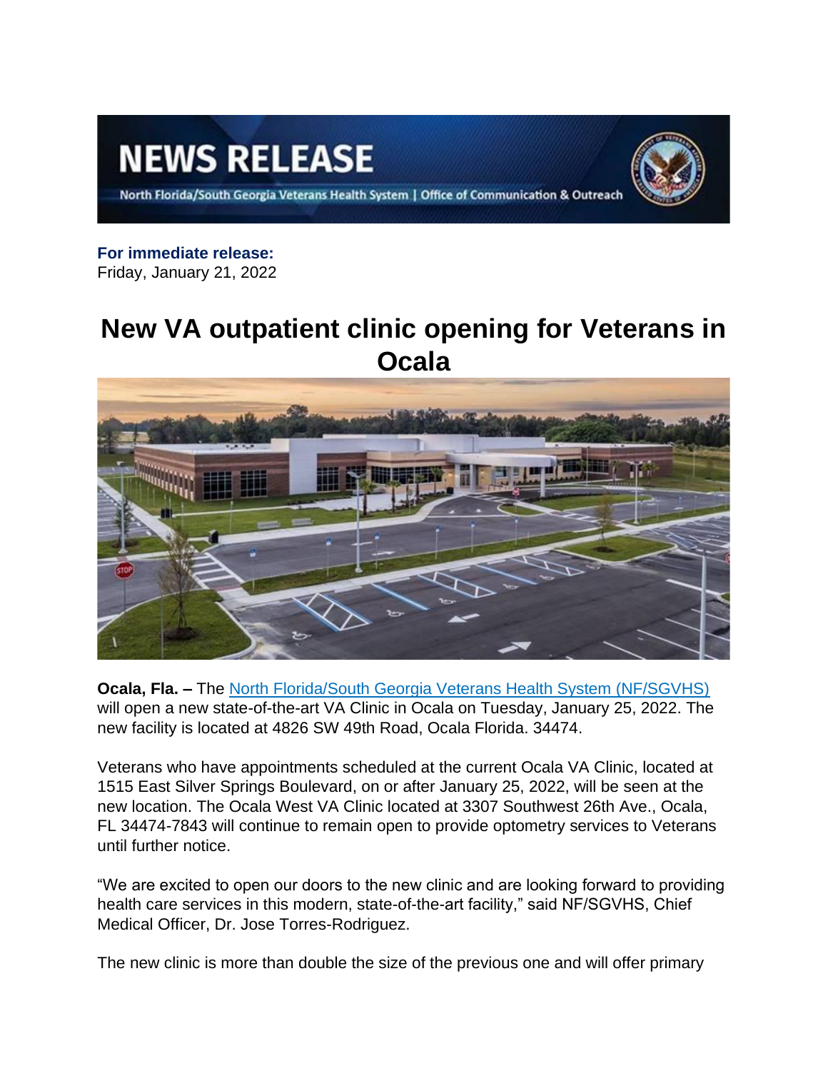# NEWS RELEASE

North Florida/South Georgia Veterans Health System | Office of Communication & Outreach

**For immediate release:**
Friday, January 21, 2022

# New VA outpatient clinic opening for Veterans in Ocala

**Ocala, Fla. –** The North Florida/South Georgia Veterans Health System (NF/SGVHS) will open a new state-of-the-art VA Clinic in Ocala on Tuesday, January 25, 2022. The new facility is located at 4826 SW 49th Road, Ocala Florida. 34474.

Veterans who have appointments scheduled at the current Ocala VA Clinic, located at 1515 East Silver Springs Boulevard, on or after January 25, 2022, will be seen at the new location. The Ocala West VA Clinic located at 3307 Southwest 26th Ave., Ocala, FL 34474-7843 will continue to remain open to provide optometry services to Veterans until further notice.

"We are excited to open our doors to the new clinic and are looking forward to providing health care services in this modern, state-of-the-art facility," said NF/SGVHS, Chief Medical Officer, Dr. Jose Torres-Rodriguez.

The new clinic is more than double the size of the previous one and will offer primary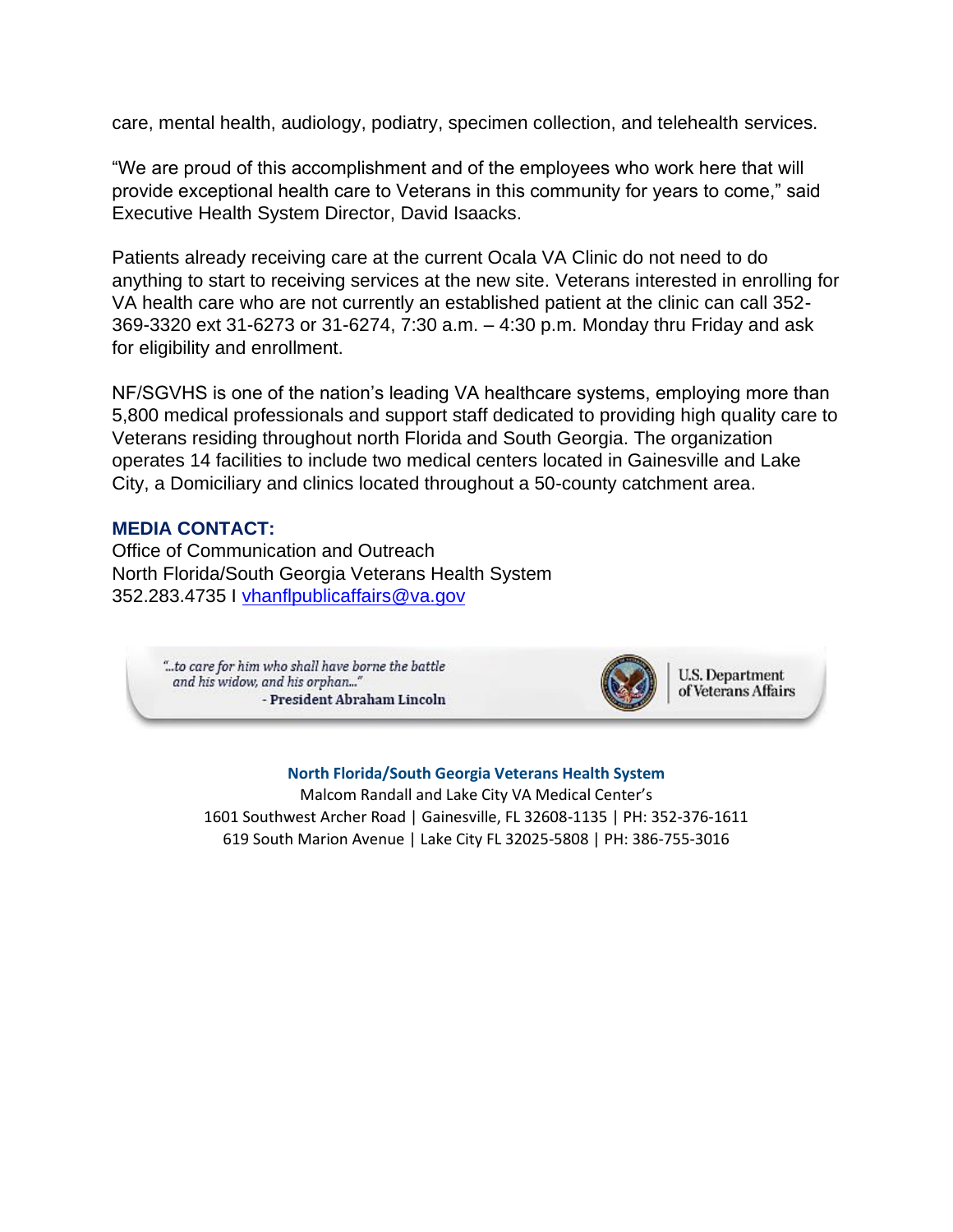care, mental health, audiology, podiatry, specimen collection, and telehealth services.

“We are proud of this accomplishment and of the employees who work here that will provide exceptional health care to Veterans in this community for years to come,” said Executive Health System Director, David Isaacks.

Patients already receiving care at the current Ocala VA Clinic do not need to do anything to start to receiving services at the new site. Veterans interested in enrolling for VA health care who are not currently an established patient at the clinic can call 352-369-3320 ext 31-6273 or 31-6274, 7:30 a.m. – 4:30 p.m. Monday thru Friday and ask for eligibility and enrollment.

NF/SGVHS is one of the nation’s leading VA healthcare systems, employing more than 5,800 medical professionals and support staff dedicated to providing high quality care to Veterans residing throughout north Florida and South Georgia. The organization operates 14 facilities to include two medical centers located in Gainesville and Lake City, a Domiciliary and clinics located throughout a 50-county catchment area.

**MEDIA CONTACT:**
Office of Communication and Outreach
North Florida/South Georgia Veterans Health System
352.283.4735 I vhanflpublicaffairs@va.gov

*"...to care for him who shall have borne the battle and his widow, and his orphan..."*
**- President Abraham Lincoln**

U.S. Department of Veterans Affairs

**North Florida/South Georgia Veterans Health System**
Malcom Randall and Lake City VA Medical Center's
1601 Southwest Archer Road | Gainesville, FL 32608-1135 | PH: 352-376-1611
619 South Marion Avenue | Lake City FL 32025-5808 | PH: 386-755-3016